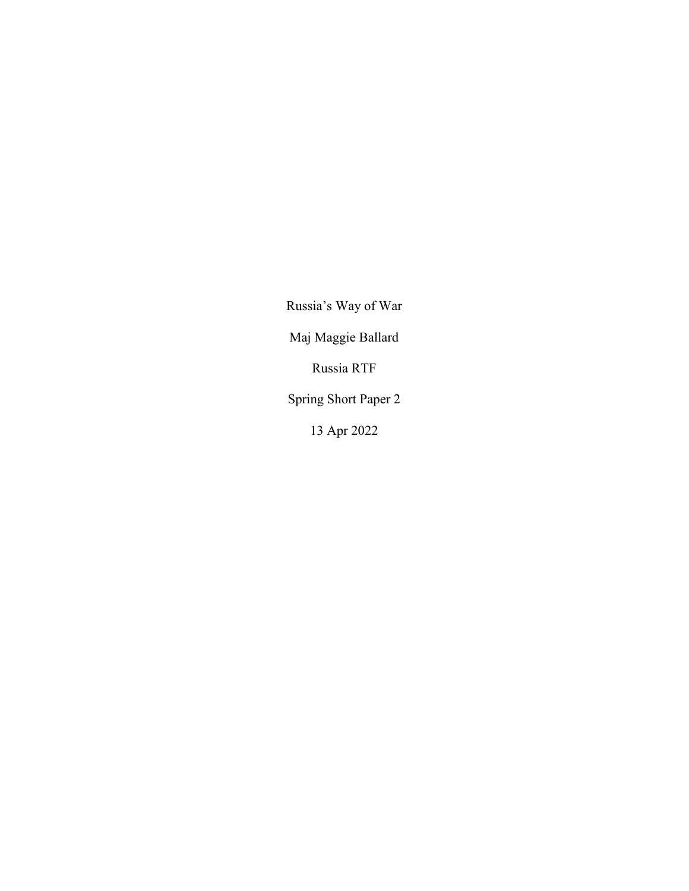Russia’s Way of War

Maj Maggie Ballard

Russia RTF

Spring Short Paper 2

13 Apr 2022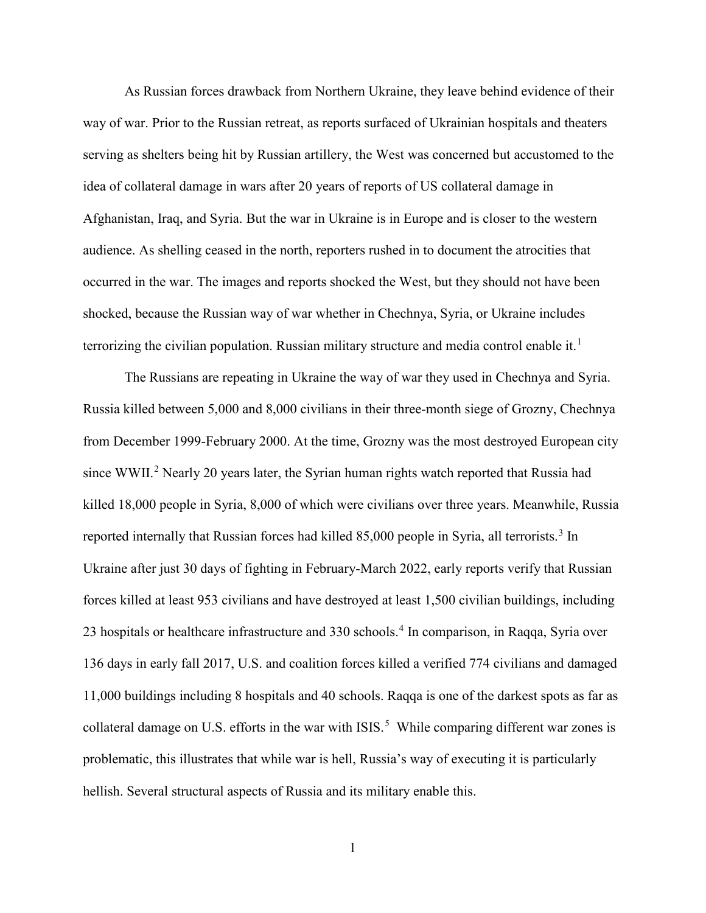As Russian forces drawback from Northern Ukraine, they leave behind evidence of their way of war. Prior to the Russian retreat, as reports surfaced of Ukrainian hospitals and theaters serving as shelters being hit by Russian artillery, the West was concerned but accustomed to the idea of collateral damage in wars after 20 years of reports of US collateral damage in Afghanistan, Iraq, and Syria. But the war in Ukraine is in Europe and is closer to the western audience. As shelling ceased in the north, reporters rushed in to document the atrocities that occurred in the war. The images and reports shocked the West, but they should not have been shocked, because the Russian way of war whether in Chechnya, Syria, or Ukraine includes terrorizing the civilian population. Russian military structure and media control enable it.[1]

The Russians are repeating in Ukraine the way of war they used in Chechnya and Syria. Russia killed between 5,000 and 8,000 civilians in their three-month siege of Grozny, Chechnya from December 1999-February 2000. At the time, Grozny was the most destroyed European city since WWII.[2] Nearly 20 years later, the Syrian human rights watch reported that Russia had killed 18,000 people in Syria, 8,000 of which were civilians over three years. Meanwhile, Russia reported internally that Russian forces had killed 85,000 people in Syria, all terrorists.[3] In Ukraine after just 30 days of fighting in February-March 2022, early reports verify that Russian forces killed at least 953 civilians and have destroyed at least 1,500 civilian buildings, including 23 hospitals or healthcare infrastructure and 330 schools.[4] In comparison, in Raqqa, Syria over 136 days in early fall 2017, U.S. and coalition forces killed a verified 774 civilians and damaged 11,000 buildings including 8 hospitals and 40 schools. Raqqa is one of the darkest spots as far as collateral damage on U.S. efforts in the war with ISIS.[5] While comparing different war zones is problematic, this illustrates that while war is hell, Russia's way of executing it is particularly hellish. Several structural aspects of Russia and its military enable this.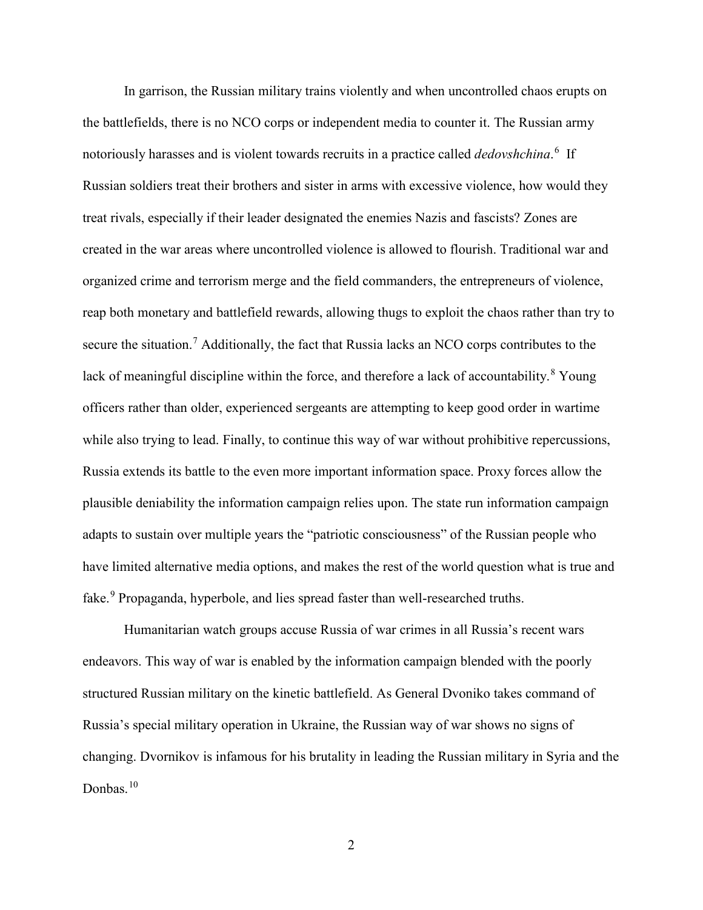In garrison, the Russian military trains violently and when uncontrolled chaos erupts on the battlefields, there is no NCO corps or independent media to counter it. The Russian army notoriously harasses and is violent towards recruits in a practice called *dedovshchina*.[6] If Russian soldiers treat their brothers and sister in arms with excessive violence, how would they treat rivals, especially if their leader designated the enemies Nazis and fascists? Zones are created in the war areas where uncontrolled violence is allowed to flourish. Traditional war and organized crime and terrorism merge and the field commanders, the entrepreneurs of violence, reap both monetary and battlefield rewards, allowing thugs to exploit the chaos rather than try to secure the situation.[7] Additionally, the fact that Russia lacks an NCO corps contributes to the lack of meaningful discipline within the force, and therefore a lack of accountability.[8] Young officers rather than older, experienced sergeants are attempting to keep good order in wartime while also trying to lead. Finally, to continue this way of war without prohibitive repercussions, Russia extends its battle to the even more important information space. Proxy forces allow the plausible deniability the information campaign relies upon. The state run information campaign adapts to sustain over multiple years the "patriotic consciousness" of the Russian people who have limited alternative media options, and makes the rest of the world question what is true and fake.[9] Propaganda, hyperbole, and lies spread faster than well-researched truths.

Humanitarian watch groups accuse Russia of war crimes in all Russia's recent wars endeavors. This way of war is enabled by the information campaign blended with the poorly structured Russian military on the kinetic battlefield. As General Dvoniko takes command of Russia's special military operation in Ukraine, the Russian way of war shows no signs of changing. Dvornikov is infamous for his brutality in leading the Russian military in Syria and the Donbas.[10]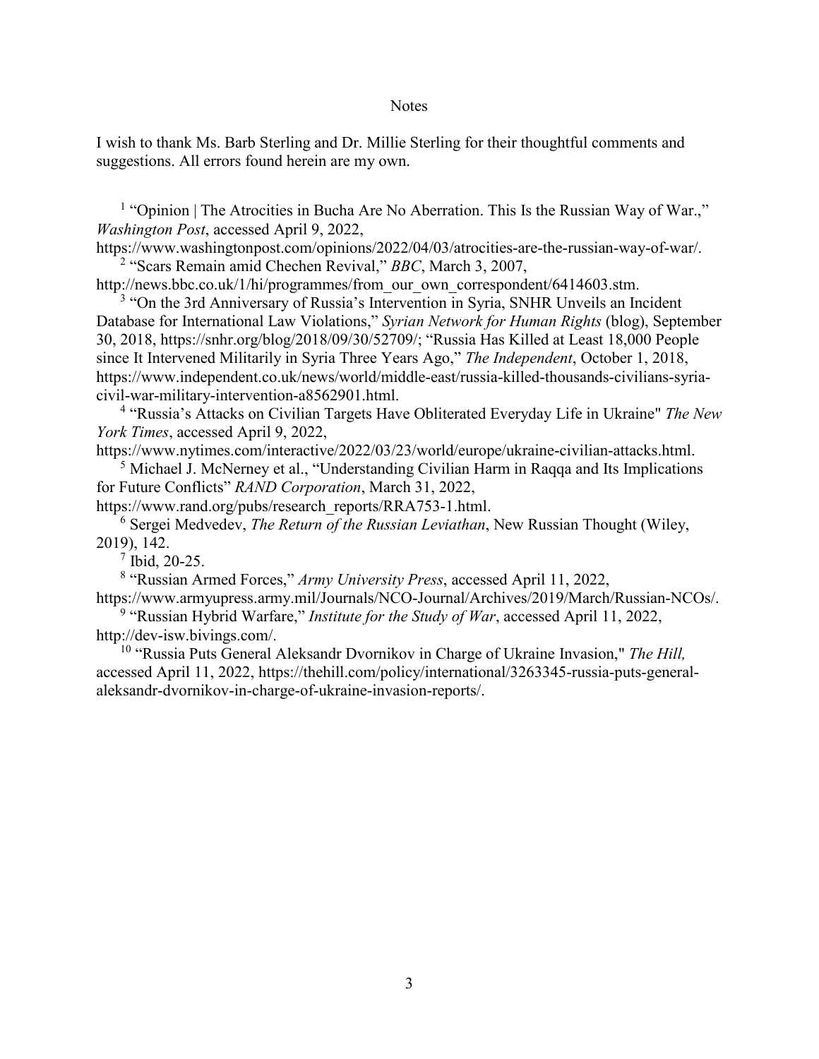Notes

I wish to thank Ms. Barb Sterling and Dr. Millie Sterling for their thoughtful comments and suggestions. All errors found herein are my own.

[1] "Opinion | The Atrocities in Bucha Are No Aberration. This Is the Russian Way of War.," *Washington Post*, accessed April 9, 2022, https://www.washingtonpost.com/opinions/2022/04/03/atrocities-are-the-russian-way-of-war/.

[2] "Scars Remain amid Chechen Revival," *BBC*, March 3, 2007, http://news.bbc.co.uk/1/hi/programmes/from_our_own_correspondent/6414603.stm.

[3] "On the 3rd Anniversary of Russia's Intervention in Syria, SNHR Unveils an Incident Database for International Law Violations," *Syrian Network for Human Rights* (blog), September 30, 2018, https://snhr.org/blog/2018/09/30/52709/; "Russia Has Killed at Least 18,000 People since It Intervened Militarily in Syria Three Years Ago," *The Independent*, October 1, 2018, https://www.independent.co.uk/news/world/middle-east/russia-killed-thousands-civilians-syria-civil-war-military-intervention-a8562901.html.

[4] "Russia's Attacks on Civilian Targets Have Obliterated Everyday Life in Ukraine" *The New York Times*, accessed April 9, 2022, https://www.nytimes.com/interactive/2022/03/23/world/europe/ukraine-civilian-attacks.html.

[5] Michael J. McNerney et al., "Understanding Civilian Harm in Raqqa and Its Implications for Future Conflicts" *RAND Corporation*, March 31, 2022, https://www.rand.org/pubs/research_reports/RRA753-1.html.

[6] Sergei Medvedev, *The Return of the Russian Leviathan*, New Russian Thought (Wiley, 2019), 142.

[7] Ibid, 20-25.

[8] "Russian Armed Forces," *Army University Press*, accessed April 11, 2022, https://www.armyupress.army.mil/Journals/NCO-Journal/Archives/2019/March/Russian-NCOs/.

[9] "Russian Hybrid Warfare," *Institute for the Study of War*, accessed April 11, 2022, http://dev-isw.bivings.com/.

[10] "Russia Puts General Aleksandr Dvornikov in Charge of Ukraine Invasion," *The Hill,* accessed April 11, 2022, https://thehill.com/policy/international/3263345-russia-puts-general-aleksandr-dvornikov-in-charge-of-ukraine-invasion-reports/.